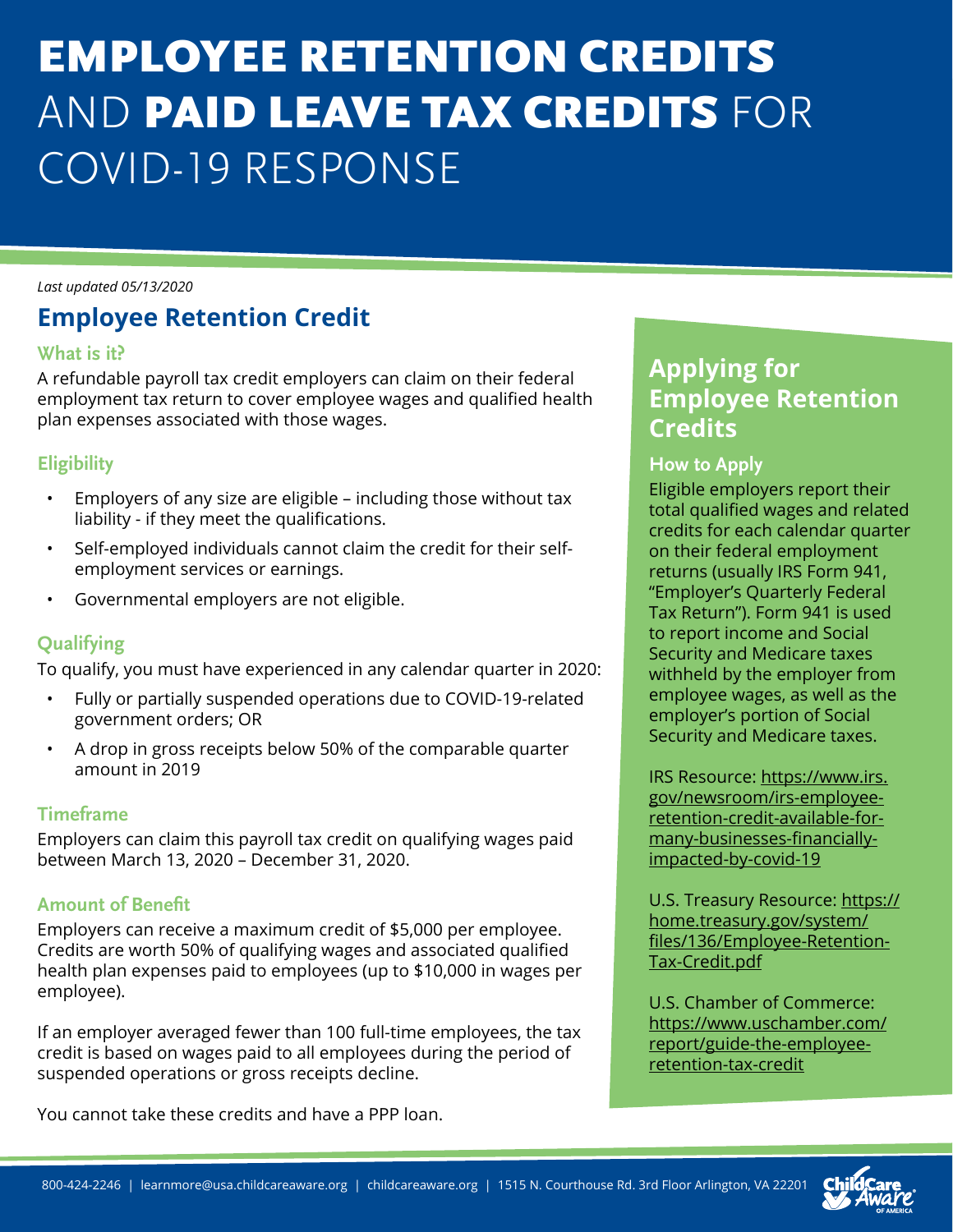# EMPLOYEE RETENTION CREDITS AND PAID LEAVE TAX CREDITS FOR COVID-19 RESPONSE

*Last updated 05/13/2020*

## Employee Retention Credit

### What is it?

A refundable payroll tax credit employers can claim on their federal employment tax return to cover employee wages and qualified health plan expenses associated with those wages.

### Eligibility

- Employers of any size are eligible – including those without tax liability - if they meet the qualifications.
- Self-employed individuals cannot claim the credit for their self-employment services or earnings.
- Governmental employers are not eligible.

### Qualifying

To qualify, you must have experienced in any calendar quarter in 2020:

- Fully or partially suspended operations due to COVID-19-related government orders; OR
- A drop in gross receipts below 50% of the comparable quarter amount in 2019

### Timeframe

Employers can claim this payroll tax credit on qualifying wages paid between March 13, 2020 – December 31, 2020.

### Amount of Benefit

Employers can receive a maximum credit of $5,000 per employee. Credits are worth 50% of qualifying wages and associated qualified health plan expenses paid to employees (up to $10,000 in wages per employee).

If an employer averaged fewer than 100 full-time employees, the tax credit is based on wages paid to all employees during the period of suspended operations or gross receipts decline.

You cannot take these credits and have a PPP loan.

## Applying for Employee Retention Credits

### How to Apply

Eligible employers report their total qualified wages and related credits for each calendar quarter on their federal employment returns (usually IRS Form 941, "Employer's Quarterly Federal Tax Return"). Form 941 is used to report income and Social Security and Medicare taxes withheld by the employer from employee wages, as well as the employer's portion of Social Security and Medicare taxes.

IRS Resource: https://www.irs.gov/newsroom/irs-employee-retention-credit-available-for-many-businesses-financially-impacted-by-covid-19

U.S. Treasury Resource: https://home.treasury.gov/system/files/136/Employee-Retention-Tax-Credit.pdf

U.S. Chamber of Commerce: https://www.uschamber.com/report/guide-the-employee-retention-tax-credit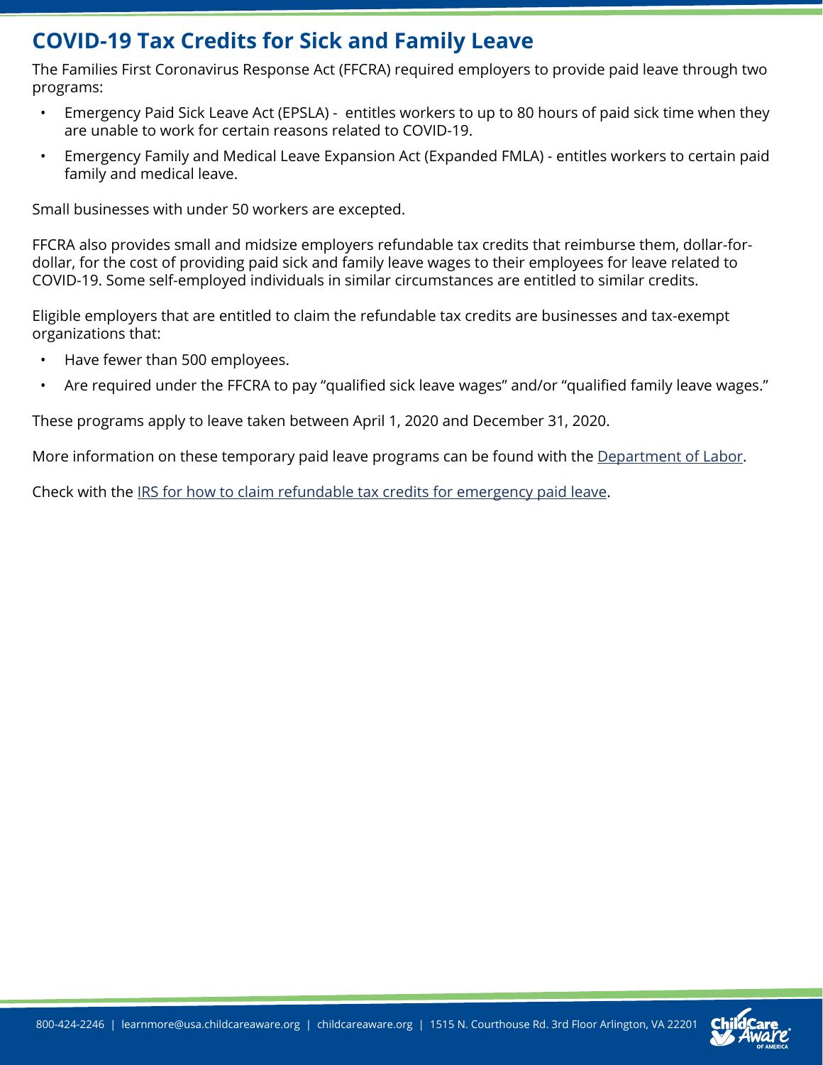## COVID-19 Tax Credits for Sick and Family Leave

The Families First Coronavirus Response Act (FFCRA) required employers to provide paid leave through two programs:

- Emergency Paid Sick Leave Act (EPSLA) - entitles workers to up to 80 hours of paid sick time when they are unable to work for certain reasons related to COVID-19.
- Emergency Family and Medical Leave Expansion Act (Expanded FMLA) - entitles workers to certain paid family and medical leave.

Small businesses with under 50 workers are excepted.

FFCRA also provides small and midsize employers refundable tax credits that reimburse them, dollar-for-dollar, for the cost of providing paid sick and family leave wages to their employees for leave related to COVID-19. Some self-employed individuals in similar circumstances are entitled to similar credits.

Eligible employers that are entitled to claim the refundable tax credits are businesses and tax-exempt organizations that:

- Have fewer than 500 employees.
- Are required under the FFCRA to pay "qualified sick leave wages" and/or "qualified family leave wages."

These programs apply to leave taken between April 1, 2020 and December 31, 2020.

More information on these temporary paid leave programs can be found with the Department of Labor.

Check with the IRS for how to claim refundable tax credits for emergency paid leave.